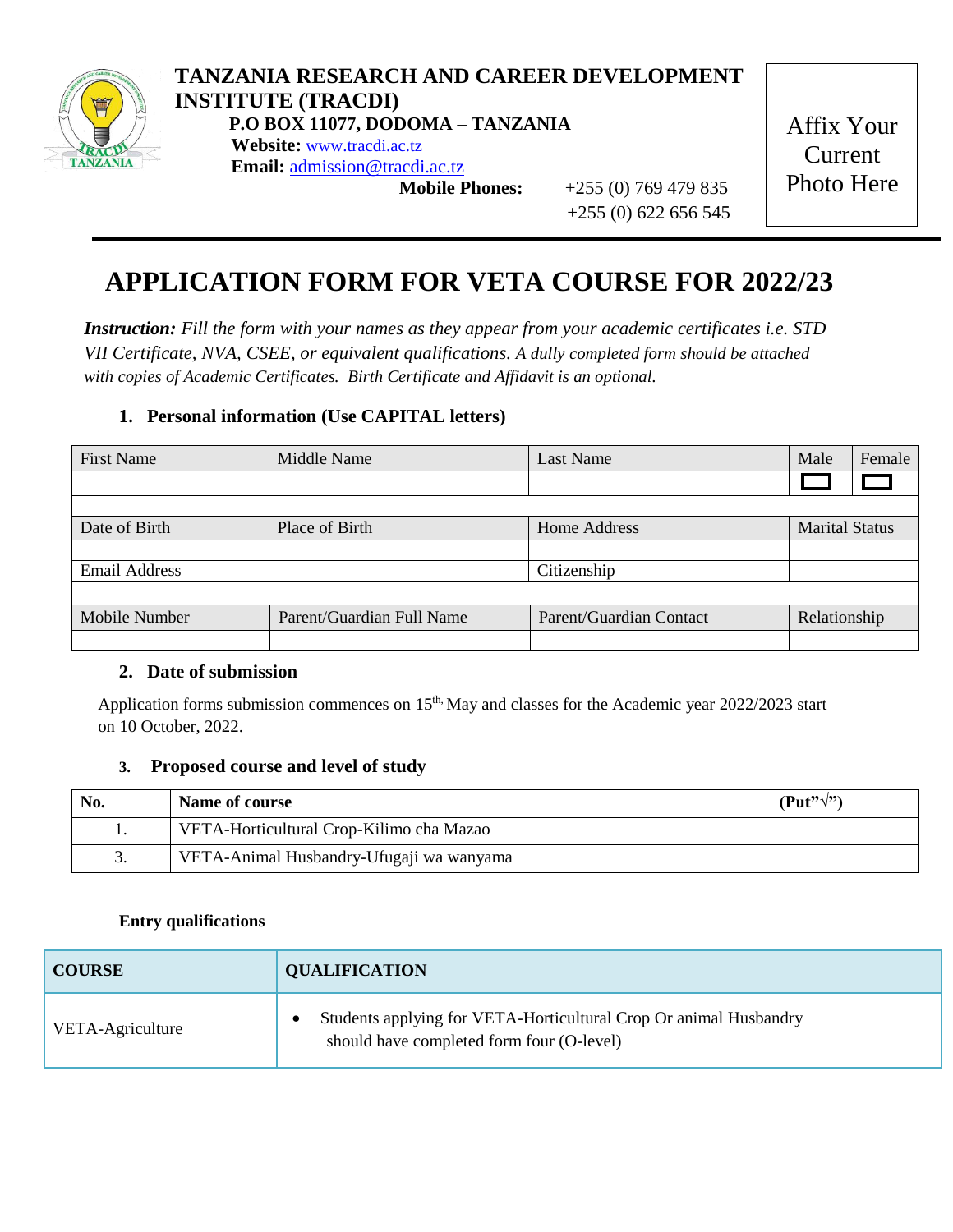**TANZANIA RESEARCH AND CAREER DEVELOPMENT INSTITUTE (TRACDI)**

**P.O BOX 11077, DODOMA – TANZANIA**

**Website:** www.tracdi.ac.tz

**Email:** admission@tracdi.ac.tz

**Mobile Phones:** +255 (0) 769 479 835
+255 (0) 622 656 545

Affix Your Current Photo Here

# APPLICATION FORM FOR VETA COURSE FOR 2022/23

***Instruction:*** *Fill the form with your names as they appear from your academic certificates i.e. STD VII Certificate, NVA, CSEE, or equivalent qualifications. A dully completed form should be attached with copies of Academic Certificates. Birth Certificate and Affidavit is an optional.*

## 1. Personal information (Use CAPITAL letters)

| First Name | Middle Name | Last Name | Male | Female |
|---|---|---|---|---|
| | | | ☐ | ☐ |
| | | | | |
| Date of Birth | Place of Birth | Home Address | Marital Status | |
| | | | | |
| Email Address | | Citizenship | | |
| | | | | |
| Mobile Number | Parent/Guardian Full Name | Parent/Guardian Contact | Relationship | |
| | | | | |

## 2. Date of submission

Application forms submission commences on 15th, May and classes for the Academic year 2022/2023 start on 10 October, 2022.

## 3. Proposed course and level of study

| No. | Name of course | (Put"√") |
|---|---|---|
| 1. | VETA-Horticultural Crop-Kilimo cha Mazao | |
| 3. | VETA-Animal Husbandry-Ufugaji wa wanyama | |

**Entry qualifications**

| COURSE | QUALIFICATION |
|---|---|
| VETA-Agriculture | • Students applying for VETA-Horticultural Crop Or animal Husbandry should have completed form four (O-level) |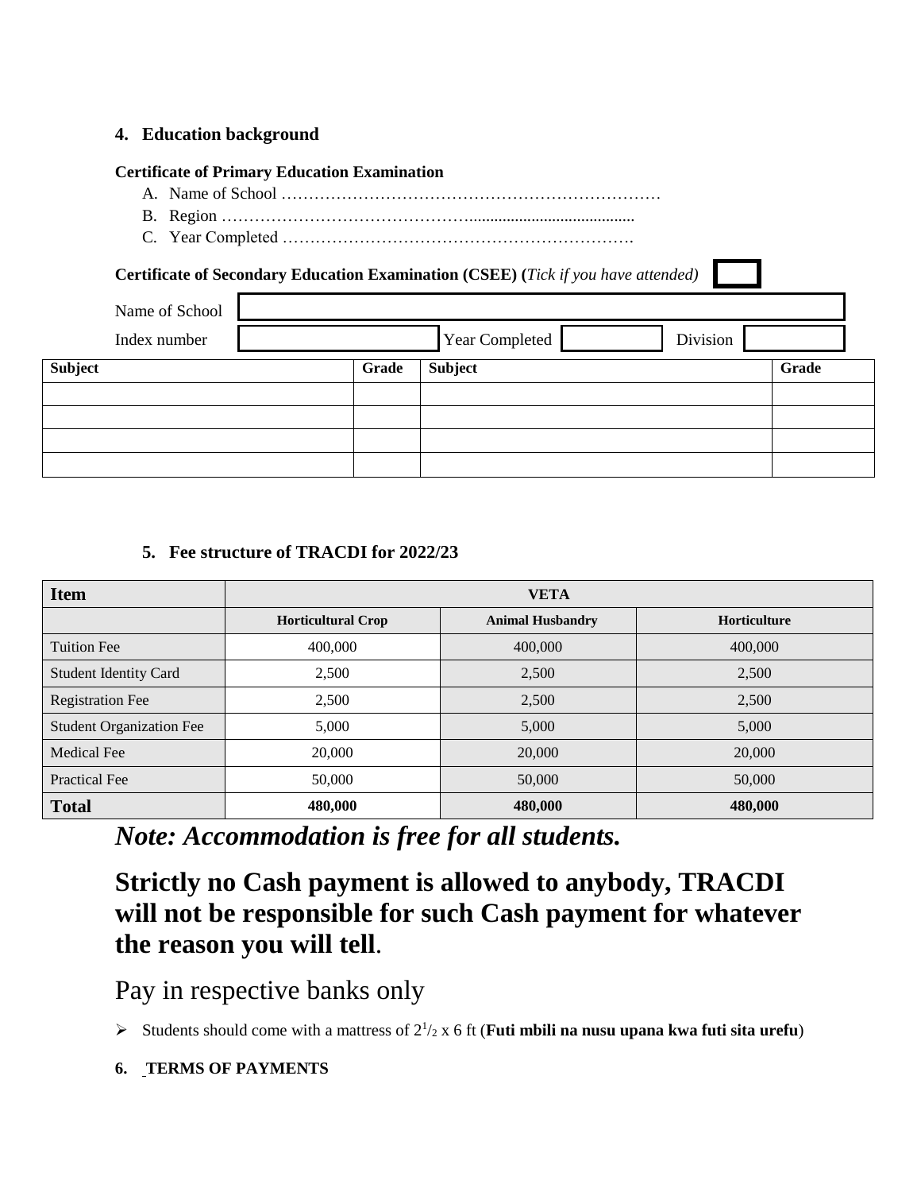## 4. Education background

**Certificate of Primary Education Examination**

A. Name of School ……………………………………………………………

B. Region ………………………………………........................................

C. Year Completed ……………………………………………………….

**Certificate of Secondary Education Examination (CSEE) (*Tick if you have attended*)** ☐

Name of School ____________________

Index number ____________ Year Completed ________ Division ________

| Subject | Grade | Subject | Grade |
|---|---|---|---|
| | | | |
| | | | |
| | | | |
| | | | |

## 5. Fee structure of TRACDI for 2022/23

| Item | VETA | | |
|---|---|---|---|
| | **Horticultural Crop** | **Animal Husbandry** | **Horticulture** |
| Tuition Fee | 400,000 | 400,000 | 400,000 |
| Student Identity Card | 2,500 | 2,500 | 2,500 |
| Registration Fee | 2,500 | 2,500 | 2,500 |
| Student Organization Fee | 5,000 | 5,000 | 5,000 |
| Medical Fee | 20,000 | 20,000 | 20,000 |
| Practical Fee | 50,000 | 50,000 | 50,000 |
| **Total** | **480,000** | **480,000** | **480,000** |

***Note: Accommodation is free for all students.***

**Strictly no Cash payment is allowed to anybody, TRACDI will not be responsible for such Cash payment for whatever the reason you will tell**.

Pay in respective banks only

- Students should come with a mattress of $2^{1}/_{2}$ x 6 ft (**Futi mbili na nusu upana kwa futi sita urefu**)

## 6. TERMS OF PAYMENTS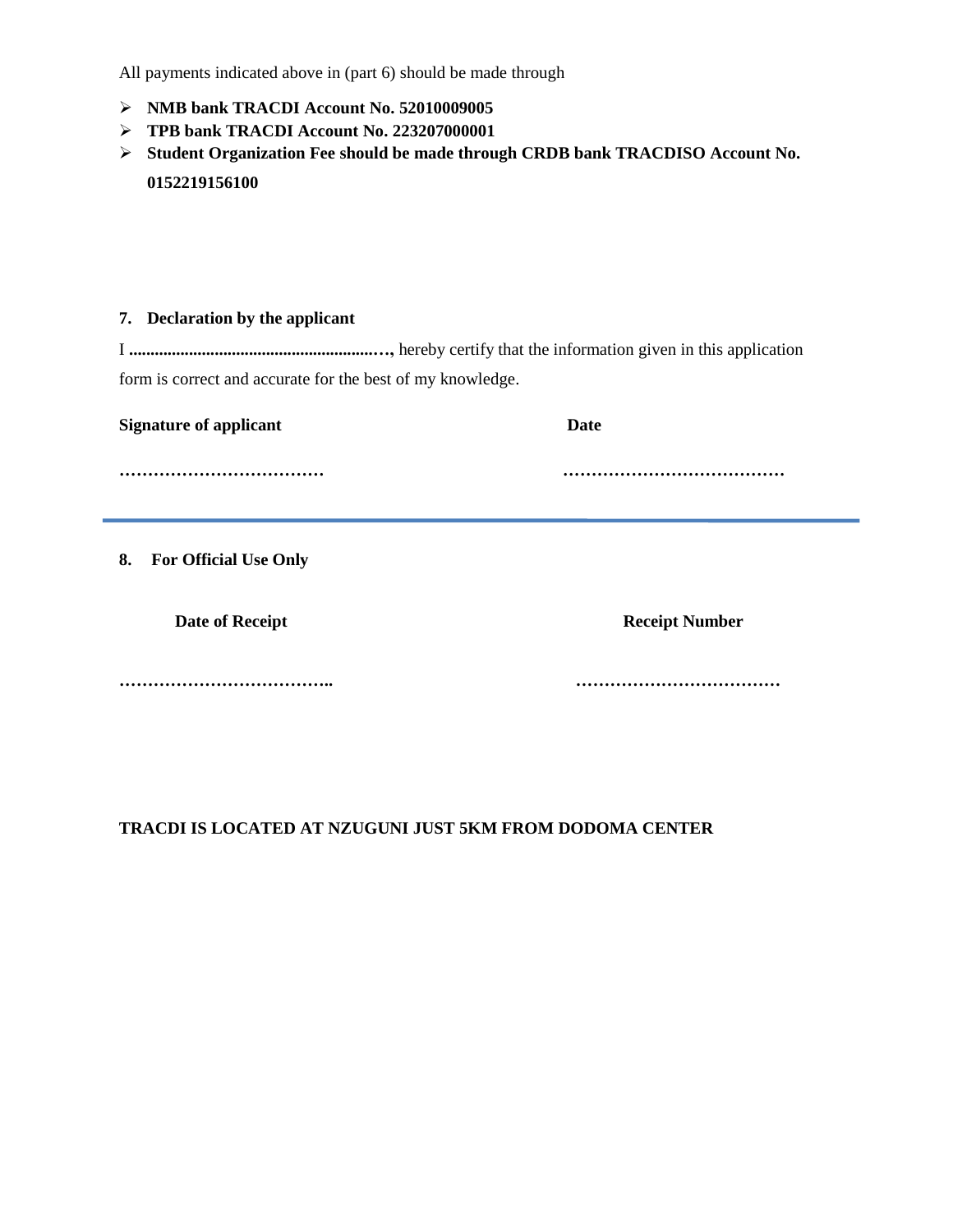All payments indicated above in (part 6) should be made through

- **NMB bank TRACDI Account No. 52010009005**
- **TPB bank TRACDI Account No. 223207000001**
- **Student Organization Fee should be made through CRDB bank TRACDISO Account No. 0152219156100**

**7. Declaration by the applicant**

I **..........................................................…,** hereby certify that the information given in this application form is correct and accurate for the best of my knowledge.

**Signature of applicant** **Date**

**………………………………** **…………………………………**

---

**8. For Official Use Only**

**Date of Receipt** **Receipt Number**

**……………………………….** **………………………………**

**TRACDI IS LOCATED AT NZUGUNI JUST 5KM FROM DODOMA CENTER**